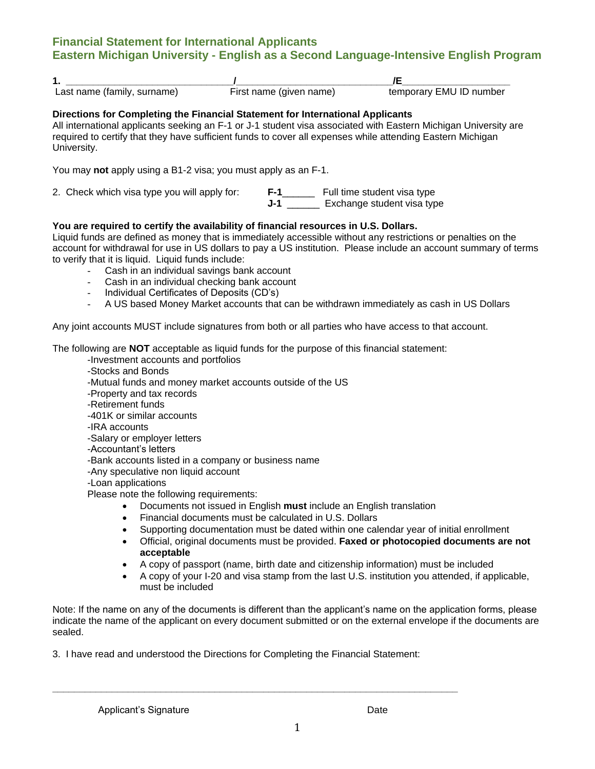# Financial Statement for International Applicants
## Eastern Michigan University - English as a Second Language-Intensive English Program

**1.** ______________________________ / ____________________________ /E___________________

Last name (family, surname) — First name (given name) — temporary EMU ID number

**Directions for Completing the Financial Statement for International Applicants**

All international applicants seeking an F-1 or J-1 student visa associated with Eastern Michigan University are required to certify that they have sufficient funds to cover all expenses while attending Eastern Michigan University.

You may **not** apply using a B1-2 visa; you must apply as an F-1.

2. Check which visa type you will apply for:

**F-1**______ Full time student visa type

**J-1** ______ Exchange student visa type

**You are required to certify the availability of financial resources in U.S. Dollars.**

Liquid funds are defined as money that is immediately accessible without any restrictions or penalties on the account for withdrawal for use in US dollars to pay a US institution. Please include an account summary of terms to verify that it is liquid. Liquid funds include:

- Cash in an individual savings bank account
- Cash in an individual checking bank account
- Individual Certificates of Deposits (CD's)
- A US based Money Market accounts that can be withdrawn immediately as cash in US Dollars

Any joint accounts MUST include signatures from both or all parties who have access to that account.

The following are **NOT** acceptable as liquid funds for the purpose of this financial statement:

- Investment accounts and portfolios
- Stocks and Bonds
- Mutual funds and money market accounts outside of the US
- Property and tax records
- Retirement funds
- 401K or similar accounts
- IRA accounts
- Salary or employer letters
- Accountant's letters
- Bank accounts listed in a company or business name
- Any speculative non liquid account
- Loan applications

Please note the following requirements:

- Documents not issued in English **must** include an English translation
- Financial documents must be calculated in U.S. Dollars
- Supporting documentation must be dated within one calendar year of initial enrollment
- Official, original documents must be provided. **Faxed or photocopied documents are not acceptable**
- A copy of passport (name, birth date and citizenship information) must be included
- A copy of your I-20 and visa stamp from the last U.S. institution you attended, if applicable, must be included

Note: If the name on any of the documents is different than the applicant's name on the application forms, please indicate the name of the applicant on every document submitted or on the external envelope if the documents are sealed.

3. I have read and understood the Directions for Completing the Financial Statement:

_____________________________________________________________________________

Applicant's Signature — Date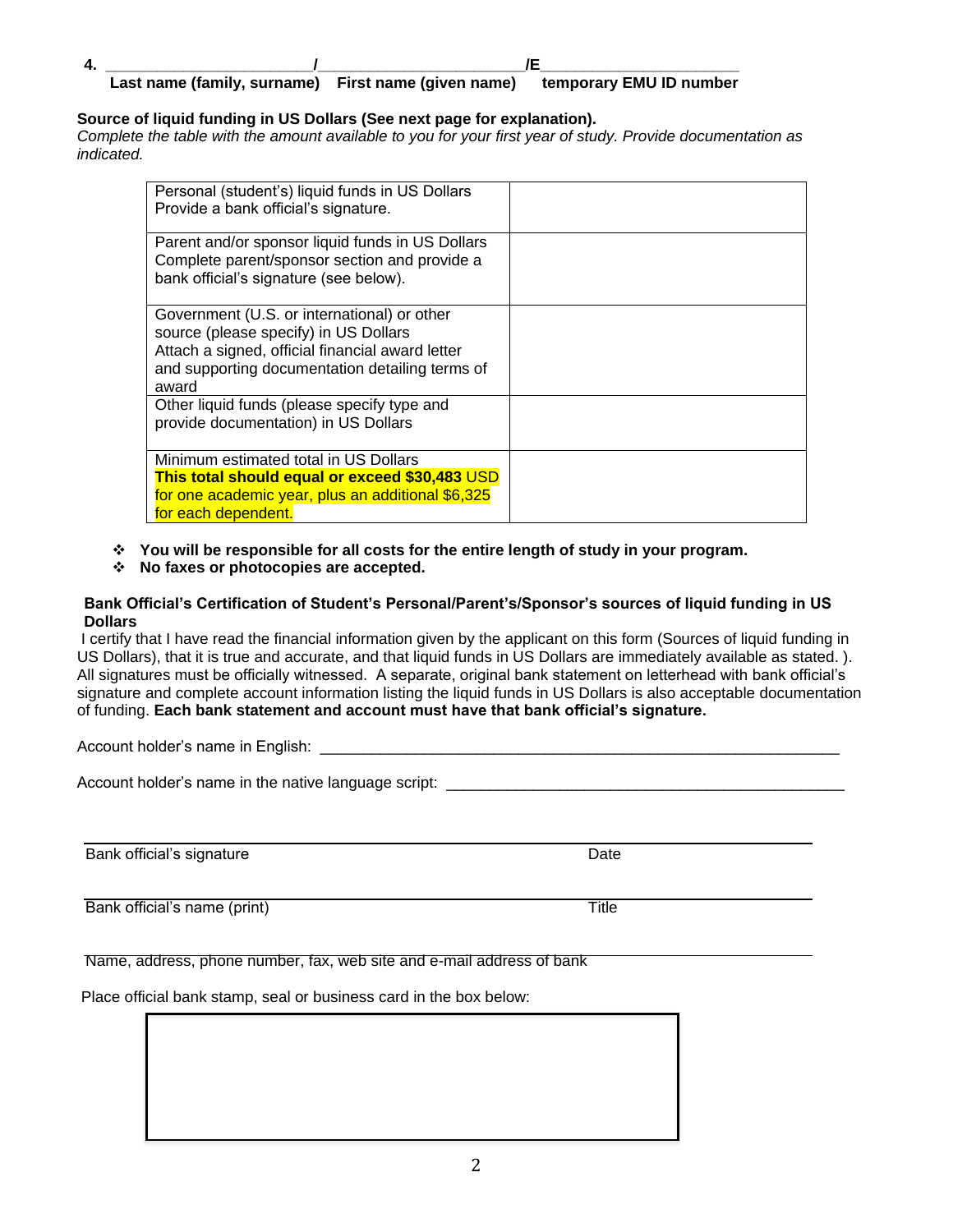**4.** _______________________/______________________/E______________________
**Last name (family, surname)   First name (given name)   temporary EMU ID number**

**Source of liquid funding in US Dollars (See next page for explanation).**
*Complete the table with the amount available to you for your first year of study. Provide documentation as indicated.*

| | |
|---|---|
| Personal (student's) liquid funds in US Dollars Provide a bank official's signature. | |
| Parent and/or sponsor liquid funds in US Dollars Complete parent/sponsor section and provide a bank official's signature (see below). | |
| Government (U.S. or international) or other source (please specify) in US Dollars Attach a signed, official financial award letter and supporting documentation detailing terms of award | |
| Other liquid funds (please specify type and provide documentation) in US Dollars | |
| Minimum estimated total in US Dollars **This total should equal or exceed $30,483** USD for one academic year, plus an additional $6,325 for each dependent. | |

- **You will be responsible for all costs for the entire length of study in your program.**
- **No faxes or photocopies are accepted.**

**Bank Official's Certification of Student's Personal/Parent's/Sponsor's sources of liquid funding in US Dollars**

I certify that I have read the financial information given by the applicant on this form (Sources of liquid funding in US Dollars), that it is true and accurate, and that liquid funds in US Dollars are immediately available as stated. ). All signatures must be officially witnessed. A separate, original bank statement on letterhead with bank official's signature and complete account information listing the liquid funds in US Dollars is also acceptable documentation of funding. **Each bank statement and account must have that bank official's signature.**

Account holder's name in English: ______________________________________________

Account holder's name in the native language script: ______________________________________

______________________________________________
Bank official's signature                                        Date

______________________________________________
Bank official's name (print)                                     Title

______________________________________________
Name, address, phone number, fax, web site and e-mail address of bank

Place official bank stamp, seal or business card in the box below: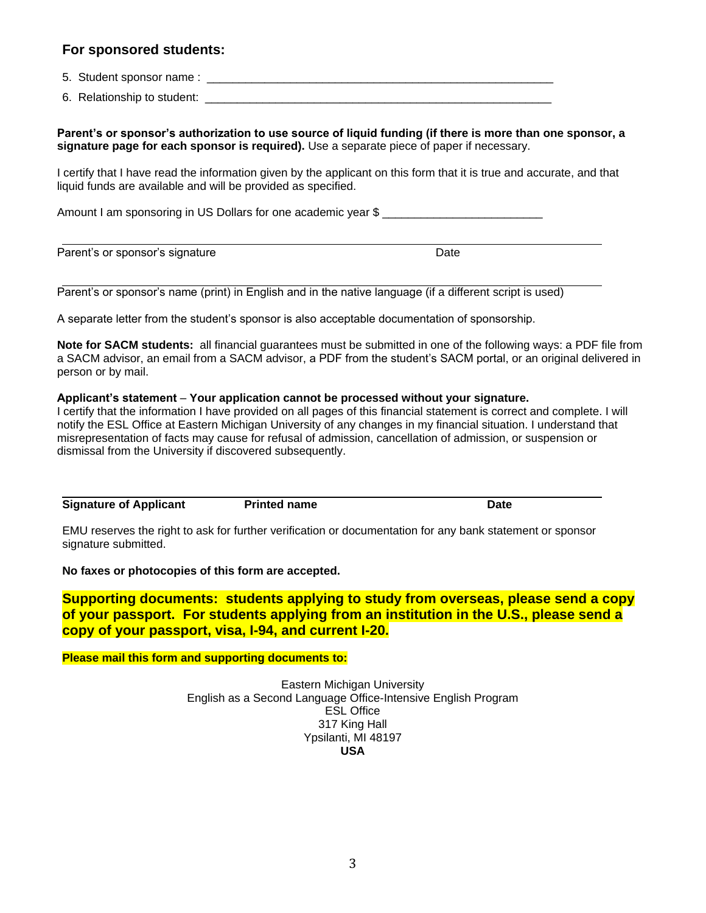## For sponsored students:

5. Student sponsor name : ______________________________________________________
6. Relationship to student: ______________________________________________________

**Parent's or sponsor's authorization to use source of liquid funding (if there is more than one sponsor, a signature page for each sponsor is required).** Use a separate piece of paper if necessary.

I certify that I have read the information given by the applicant on this form that it is true and accurate, and that liquid funds are available and will be provided as specified.

Amount I am sponsoring in US Dollars for one academic year $ ________________________

______________________________________________________________________________

Parent's or sponsor's signature                                                                                    Date

______________________________________________________________________________

Parent's or sponsor's name (print) in English and in the native language (if a different script is used)

A separate letter from the student's sponsor is also acceptable documentation of sponsorship.

**Note for SACM students:** all financial guarantees must be submitted in one of the following ways: a PDF file from a SACM advisor, an email from a SACM advisor, a PDF from the student's SACM portal, or an original delivered in person or by mail.

**Applicant's statement** – **Your application cannot be processed without your signature.**
I certify that the information I have provided on all pages of this financial statement is correct and complete. I will notify the ESL Office at Eastern Michigan University of any changes in my financial situation. I understand that misrepresentation of facts may cause for refusal of admission, cancellation of admission, or suspension or dismissal from the University if discovered subsequently.

______________________________________________________________________________

**Signature of Applicant**                    **Printed name**                                        **Date**

EMU reserves the right to ask for further verification or documentation for any bank statement or sponsor signature submitted.

**No faxes or photocopies of this form are accepted.**

**Supporting documents: students applying to study from overseas, please send a copy of your passport. For students applying from an institution in the U.S., please send a copy of your passport, visa, I-94, and current I-20.**

**Please mail this form and supporting documents to:**

Eastern Michigan University
English as a Second Language Office-Intensive English Program
ESL Office
317 King Hall
Ypsilanti, MI 48197
**USA**